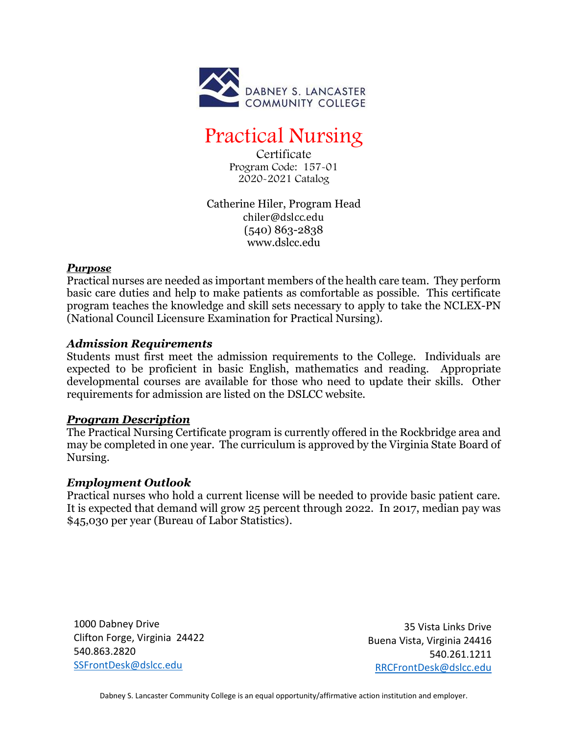DABNEY S. LANCASTER COMMUNITY COLLEGE

# Practical Nursing

Certificate
Program Code: 157-01
2020-2021 Catalog

Catherine Hiler, Program Head
chiler@dslcc.edu
(540) 863-2838
www.dslcc.edu

## ***Purpose***

Practical nurses are needed as important members of the health care team. They perform basic care duties and help to make patients as comfortable as possible. This certificate program teaches the knowledge and skill sets necessary to apply to take the NCLEX-PN (National Council Licensure Examination for Practical Nursing).

## ***Admission Requirements***

Students must first meet the admission requirements to the College. Individuals are expected to be proficient in basic English, mathematics and reading. Appropriate developmental courses are available for those who need to update their skills. Other requirements for admission are listed on the DSLCC website.

## ***Program Description***

The Practical Nursing Certificate program is currently offered in the Rockbridge area and may be completed in one year. The curriculum is approved by the Virginia State Board of Nursing.

## ***Employment Outlook***

Practical nurses who hold a current license will be needed to provide basic patient care. It is expected that demand will grow 25 percent through 2022. In 2017, median pay was $45,030 per year (Bureau of Labor Statistics).

1000 Dabney Drive
Clifton Forge, Virginia 24422
540.863.2820
SSFrontDesk@dslcc.edu

35 Vista Links Drive
Buena Vista, Virginia 24416
540.261.1211
RRCFrontDesk@dslcc.edu

Dabney S. Lancaster Community College is an equal opportunity/affirmative action institution and employer.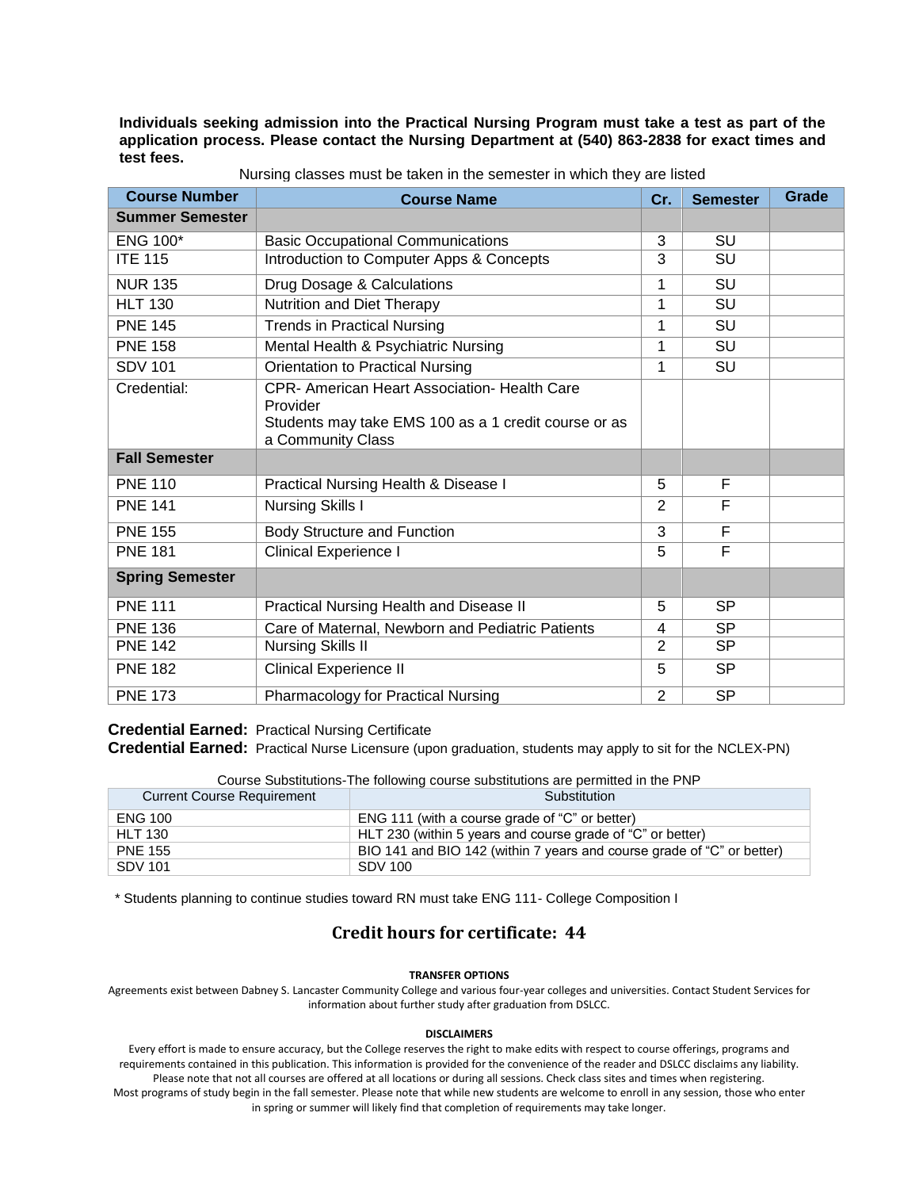**Individuals seeking admission into the Practical Nursing Program must take a test as part of the application process. Please contact the Nursing Department at (540) 863-2838 for exact times and test fees.**

Nursing classes must be taken in the semester in which they are listed

| Course Number | Course Name | Cr. | Semester | Grade |
|---|---|---|---|---|
| **Summer Semester** | | | | |
| ENG 100* | Basic Occupational Communications | 3 | SU | |
| ITE 115 | Introduction to Computer Apps & Concepts | 3 | SU | |
| NUR 135 | Drug Dosage & Calculations | 1 | SU | |
| HLT 130 | Nutrition and Diet Therapy | 1 | SU | |
| PNE 145 | Trends in Practical Nursing | 1 | SU | |
| PNE 158 | Mental Health & Psychiatric Nursing | 1 | SU | |
| SDV 101 | Orientation to Practical Nursing | 1 | SU | |
| Credential: | CPR- American Heart Association- Health Care Provider<br>Students may take EMS 100 as a 1 credit course or as a Community Class | | | |
| **Fall Semester** | | | | |
| PNE 110 | Practical Nursing Health & Disease I | 5 | F | |
| PNE 141 | Nursing Skills I | 2 | F | |
| PNE 155 | Body Structure and Function | 3 | F | |
| PNE 181 | Clinical Experience I | 5 | F | |
| **Spring Semester** | | | | |
| PNE 111 | Practical Nursing Health and Disease II | 5 | SP | |
| PNE 136 | Care of Maternal, Newborn and Pediatric Patients | 4 | SP | |
| PNE 142 | Nursing Skills II | 2 | SP | |
| PNE 182 | Clinical Experience II | 5 | SP | |
| PNE 173 | Pharmacology for Practical Nursing | 2 | SP | |

**Credential Earned:** Practical Nursing Certificate
**Credential Earned:** Practical Nurse Licensure (upon graduation, students may apply to sit for the NCLEX-PN)

Course Substitutions-The following course substitutions are permitted in the PNP

| Current Course Requirement | Substitution |
|---|---|
| ENG 100 | ENG 111 (with a course grade of "C" or better) |
| HLT 130 | HLT 230 (within 5 years and course grade of "C" or better) |
| PNE 155 | BIO 141 and BIO 142 (within 7 years and course grade of "C" or better) |
| SDV 101 | SDV 100 |

\* Students planning to continue studies toward RN must take ENG 111- College Composition I

## Credit hours for certificate: 44

**TRANSFER OPTIONS**

Agreements exist between Dabney S. Lancaster Community College and various four-year colleges and universities. Contact Student Services for information about further study after graduation from DSLCC.

**DISCLAIMERS**

Every effort is made to ensure accuracy, but the College reserves the right to make edits with respect to course offerings, programs and requirements contained in this publication. This information is provided for the convenience of the reader and DSLCC disclaims any liability. Please note that not all courses are offered at all locations or during all sessions. Check class sites and times when registering.
Most programs of study begin in the fall semester. Please note that while new students are welcome to enroll in any session, those who enter in spring or summer will likely find that completion of requirements may take longer.